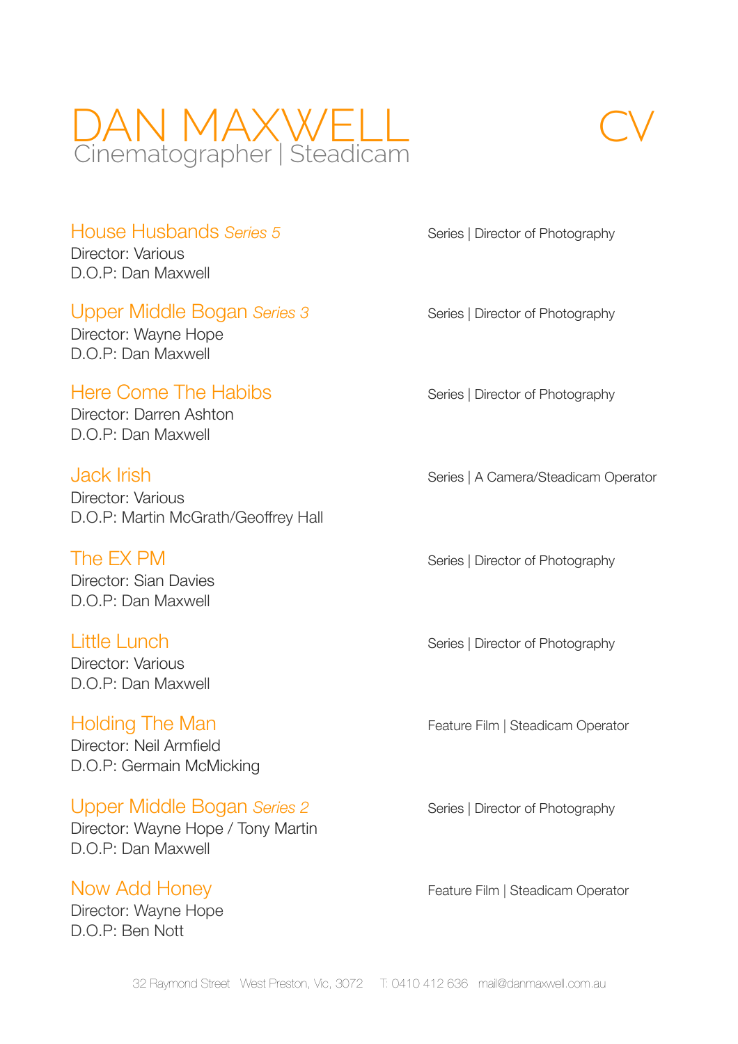# DAN MAXWELL

Cinematographer | Steadicam

# CV

## House Husbands *Series 5*

Director: Various
D.O.P: Dan Maxwell

Series | Director of Photography

## Upper Middle Bogan *Series 3*

Director: Wayne Hope
D.O.P: Dan Maxwell

Series | Director of Photography

## Here Come The Habibs

Director: Darren Ashton
D.O.P: Dan Maxwell

Series | Director of Photography

## Jack Irish

Director: Various
D.O.P: Martin McGrath/Geoffrey Hall

Series | A Camera/Steadicam Operator

## The EX PM

Director: Sian Davies
D.O.P: Dan Maxwell

Series | Director of Photography

## Little Lunch

Director: Various
D.O.P: Dan Maxwell

Series | Director of Photography

## Holding The Man

Director: Neil Armfield
D.O.P: Germain McMicking

Feature Film | Steadicam Operator

## Upper Middle Bogan *Series 2*

Director: Wayne Hope / Tony Martin
D.O.P: Dan Maxwell

Series | Director of Photography

## Now Add Honey

Director: Wayne Hope
D.O.P: Ben Nott

Feature Film | Steadicam Operator

32 Raymond Street West Preston, Vic, 3072 T: 0410 412 636 mail@danmaxwell.com.au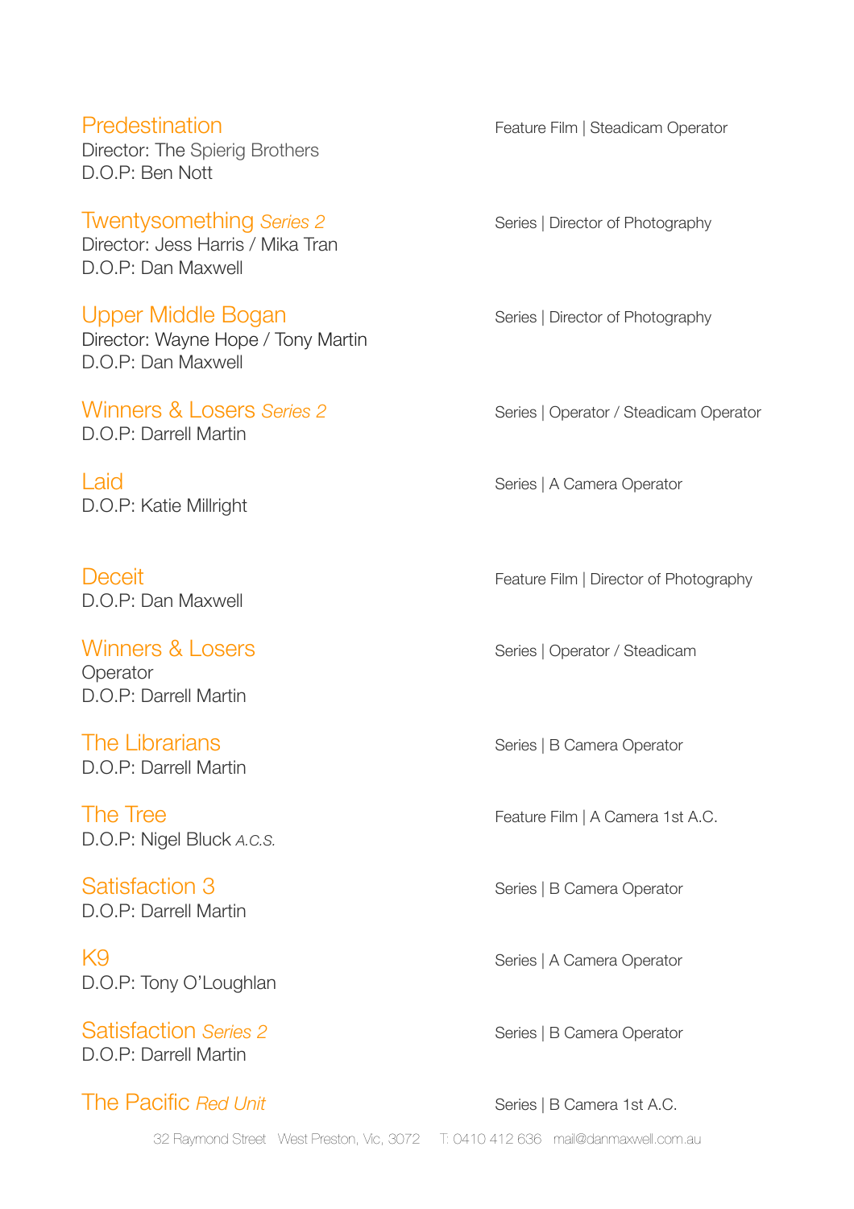### Predestination
Director: The Spierig Brothers
D.O.P: Ben Nott

Feature Film | Steadicam Operator

### Twentysomething *Series 2*
Director: Jess Harris / Mika Tran
D.O.P: Dan Maxwell

Series | Director of Photography

### Upper Middle Bogan
Director: Wayne Hope / Tony Martin
D.O.P: Dan Maxwell

Series | Director of Photography

### Winners & Losers *Series 2*
D.O.P: Darrell Martin

Series | Operator / Steadicam Operator

### Laid
D.O.P: Katie Millright

Series | A Camera Operator

### Deceit
D.O.P: Dan Maxwell

Feature Film | Director of Photography

### Winners & Losers
Operator
D.O.P: Darrell Martin

Series | Operator / Steadicam

### The Librarians
D.O.P: Darrell Martin

Series | B Camera Operator

### The Tree
D.O.P: Nigel Bluck *A.C.S.*

Feature Film | A Camera 1st A.C.

### Satisfaction 3
D.O.P: Darrell Martin

Series | B Camera Operator

### K9
D.O.P: Tony O'Loughlan

Series | A Camera Operator

### Satisfaction *Series 2*
D.O.P: Darrell Martin

Series | B Camera Operator

### The Pacific *Red Unit*

Series | B Camera 1st A.C.

32 Raymond Street West Preston, Vic, 3072 T: 0410 412 636 mail@danmaxwell.com.au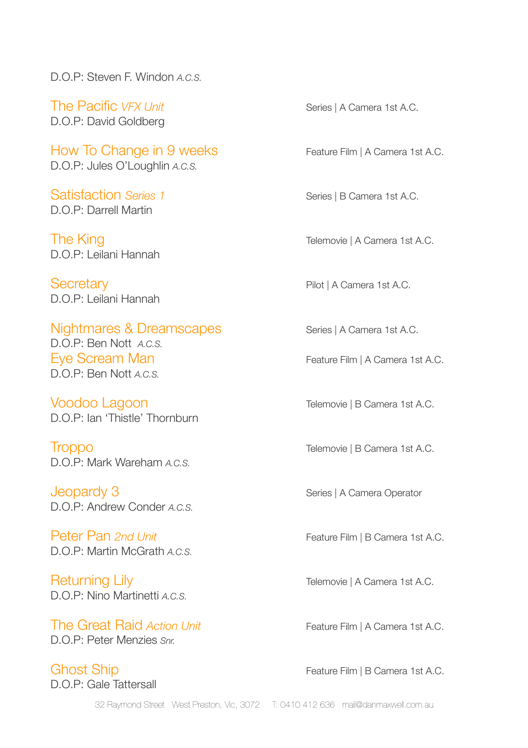D.O.P: Steven F. Windon *A.C.S.*

**The Pacific** *VFX Unit* — Series | A Camera 1st A.C.
D.O.P: David Goldberg

**How To Change in 9 weeks** — Feature Film | A Camera 1st A.C.
D.O.P: Jules O'Loughlin *A.C.S.*

**Satisfaction** *Series 1* — Series | B Camera 1st A.C.
D.O.P: Darrell Martin

**The King** — Telemovie | A Camera 1st A.C.
D.O.P: Leilani Hannah

**Secretary** — Pilot | A Camera 1st A.C.
D.O.P: Leilani Hannah

**Nightmares & Dreamscapes** — Series | A Camera 1st A.C.
D.O.P: Ben Nott *A.C.S.*

**Eye Scream Man** — Feature Film | A Camera 1st A.C.
D.O.P: Ben Nott *A.C.S.*

**Voodoo Lagoon** — Telemovie | B Camera 1st A.C.
D.O.P: Ian 'Thistle' Thornburn

**Troppo** — Telemovie | B Camera 1st A.C.
D.O.P: Mark Wareham *A.C.S.*

**Jeopardy 3** — Series | A Camera Operator
D.O.P: Andrew Conder *A.C.S.*

**Peter Pan** *2nd Unit* — Feature Film | B Camera 1st A.C.
D.O.P: Martin McGrath *A.C.S.*

**Returning Lily** — Telemovie | A Camera 1st A.C.
D.O.P: Nino Martinetti *A.C.S.*

**The Great Raid** *Action Unit* — Feature Film | A Camera 1st A.C.
D.O.P: Peter Menzies *Snr.*

**Ghost Ship** — Feature Film | B Camera 1st A.C.
D.O.P: Gale Tattersall

32 Raymond Street West Preston, Vic, 3072 T: 0410 412 636 mail@danmaxwell.com.au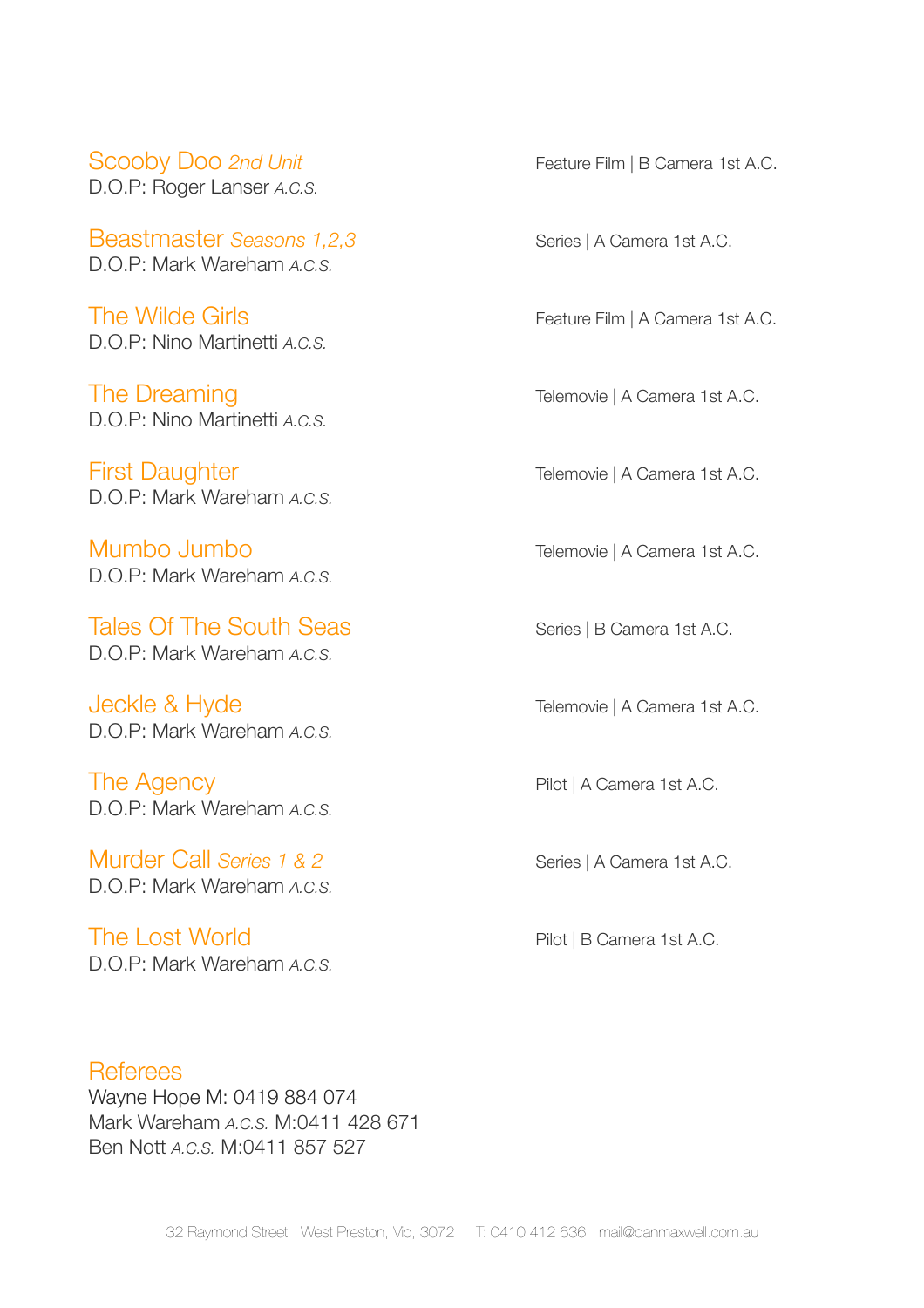**Scooby Doo** *2nd Unit*
D.O.P: Roger Lanser *A.C.S.*
Feature Film | B Camera 1st A.C.

**Beastmaster** *Seasons 1,2,3*
D.O.P: Mark Wareham *A.C.S.*
Series | A Camera 1st A.C.

**The Wilde Girls**
D.O.P: Nino Martinetti *A.C.S.*
Feature Film | A Camera 1st A.C.

**The Dreaming**
D.O.P: Nino Martinetti *A.C.S.*
Telemovie | A Camera 1st A.C.

**First Daughter**
D.O.P: Mark Wareham *A.C.S.*
Telemovie | A Camera 1st A.C.

**Mumbo Jumbo**
D.O.P: Mark Wareham *A.C.S.*
Telemovie | A Camera 1st A.C.

**Tales Of The South Seas**
D.O.P: Mark Wareham *A.C.S.*
Series | B Camera 1st A.C.

**Jeckle & Hyde**
D.O.P: Mark Wareham *A.C.S.*
Telemovie | A Camera 1st A.C.

**The Agency**
D.O.P: Mark Wareham *A.C.S.*
Pilot | A Camera 1st A.C.

**Murder Call** *Series 1 & 2*
D.O.P: Mark Wareham *A.C.S.*
Series | A Camera 1st A.C.

**The Lost World**
D.O.P: Mark Wareham *A.C.S.*
Pilot | B Camera 1st A.C.

## Referees

Wayne Hope M: 0419 884 074
Mark Wareham *A.C.S.* M:0411 428 671
Ben Nott *A.C.S.* M:0411 857 527

32 Raymond Street West Preston, Vic, 3072 T: 0410 412 636 mail@danmaxwell.com.au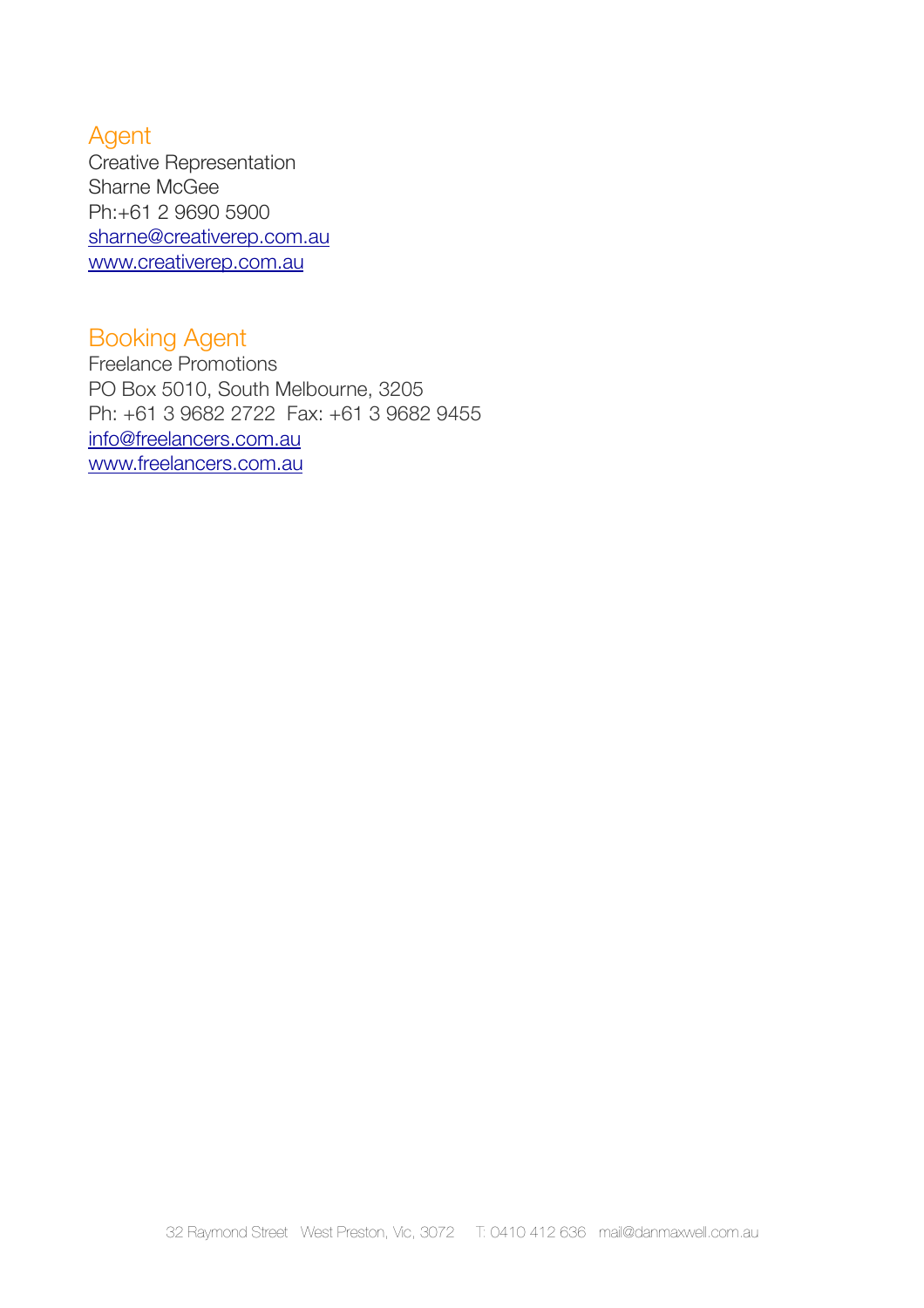## Agent

Creative Representation
Sharne McGee
Ph:+61 2 9690 5900
sharne@creativerep.com.au
www.creativerep.com.au

## Booking Agent

Freelance Promotions
PO Box 5010, South Melbourne, 3205
Ph: +61 3 9682 2722 Fax: +61 3 9682 9455
info@freelancers.com.au
www.freelancers.com.au